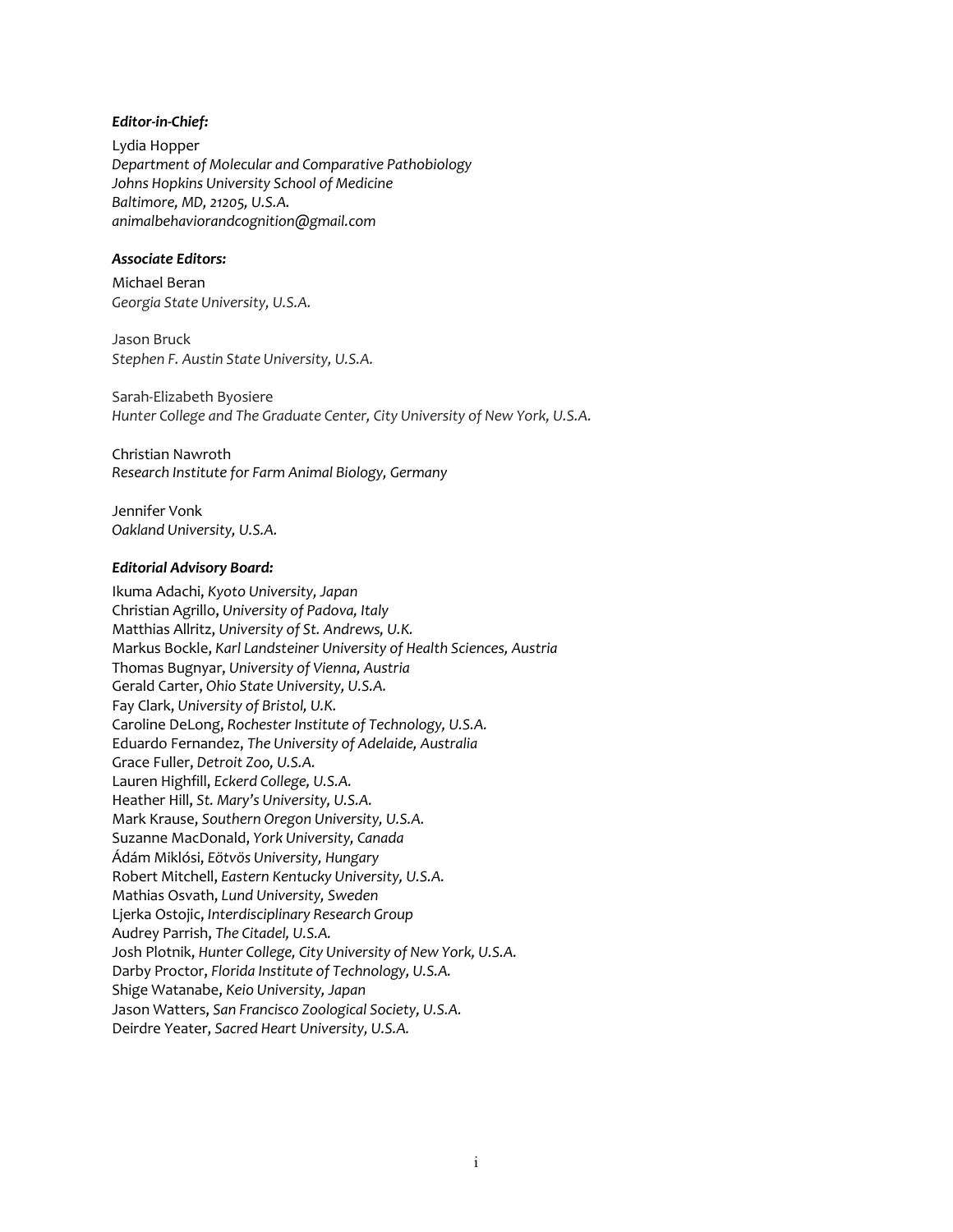***Editor-in-Chief:***

Lydia Hopper
*Department of Molecular and Comparative Pathobiology*
*Johns Hopkins University School of Medicine*
*Baltimore, MD, 21205, U.S.A.*
*animalbehaviorandcognition@gmail.com*

***Associate Editors:***

Michael Beran
*Georgia State University, U.S.A.*

Jason Bruck
*Stephen F. Austin State University, U.S.A.*

Sarah-Elizabeth Byosiere
*Hunter College and The Graduate Center, City University of New York, U.S.A.*

Christian Nawroth
*Research Institute for Farm Animal Biology, Germany*

Jennifer Vonk
*Oakland University, U.S.A.*

***Editorial Advisory Board:***

Ikuma Adachi, *Kyoto University, Japan*
Christian Agrillo, *University of Padova, Italy*
Matthias Allritz, *University of St. Andrews, U.K.*
Markus Bockle, *Karl Landsteiner University of Health Sciences, Austria*
Thomas Bugnyar, *University of Vienna, Austria*
Gerald Carter, *Ohio State University, U.S.A.*
Fay Clark, *University of Bristol, U.K.*
Caroline DeLong, *Rochester Institute of Technology, U.S.A.*
Eduardo Fernandez, *The University of Adelaide, Australia*
Grace Fuller, *Detroit Zoo, U.S.A.*
Lauren Highfill, *Eckerd College, U.S.A.*
Heather Hill, *St. Mary's University, U.S.A.*
Mark Krause, *Southern Oregon University, U.S.A.*
Suzanne MacDonald, *York University, Canada*
Ádám Miklósi, *Eötvös University, Hungary*
Robert Mitchell, *Eastern Kentucky University, U.S.A.*
Mathias Osvath, *Lund University, Sweden*
Ljerka Ostojic, *Interdisciplinary Research Group*
Audrey Parrish, *The Citadel, U.S.A.*
Josh Plotnik, *Hunter College, City University of New York, U.S.A.*
Darby Proctor, *Florida Institute of Technology, U.S.A.*
Shige Watanabe, *Keio University, Japan*
Jason Watters, *San Francisco Zoological Society, U.S.A.*
Deirdre Yeater, *Sacred Heart University, U.S.A.*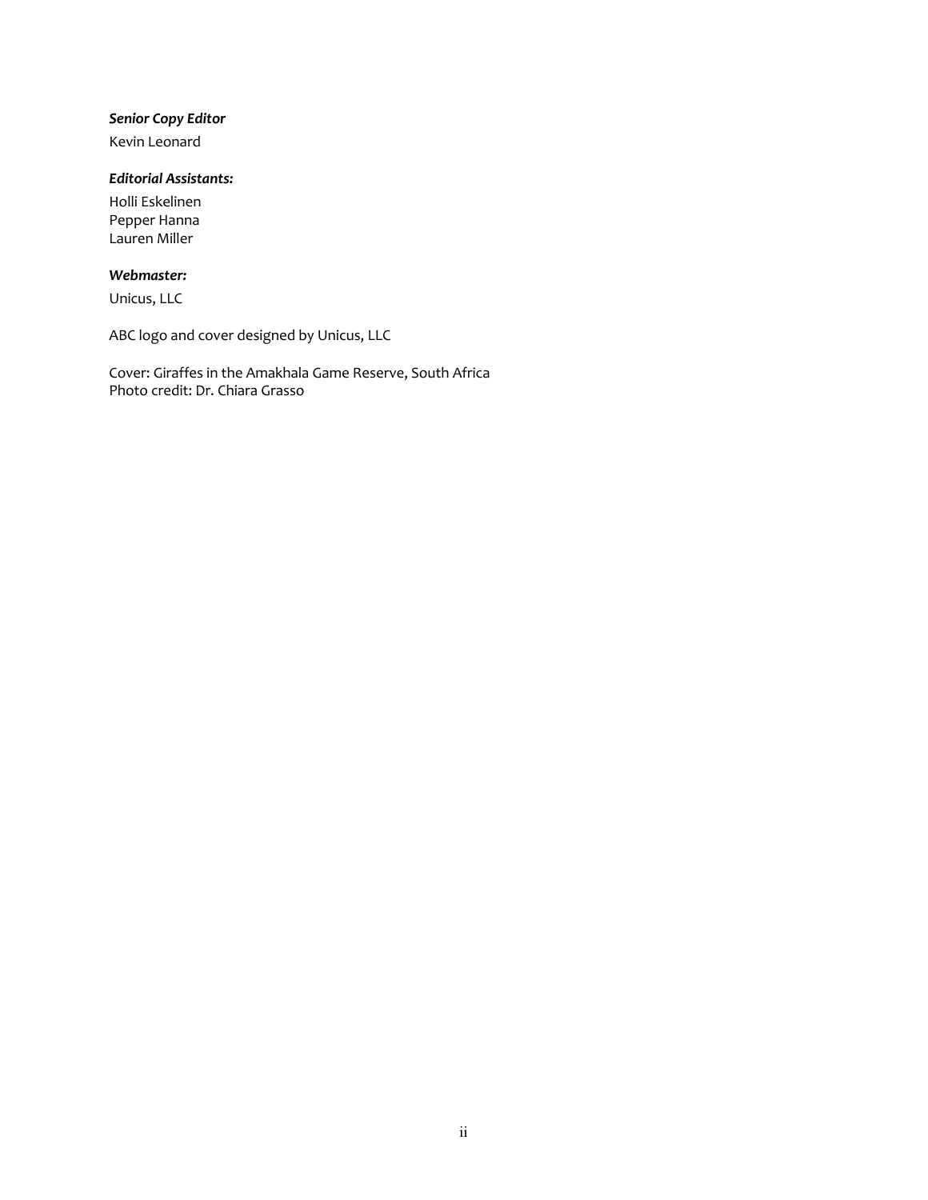***Senior Copy Editor***

Kevin Leonard

***Editorial Assistants:***

Holli Eskelinen
Pepper Hanna
Lauren Miller

***Webmaster:***

Unicus, LLC

ABC logo and cover designed by Unicus, LLC

Cover: Giraffes in the Amakhala Game Reserve, South Africa
Photo credit: Dr. Chiara Grasso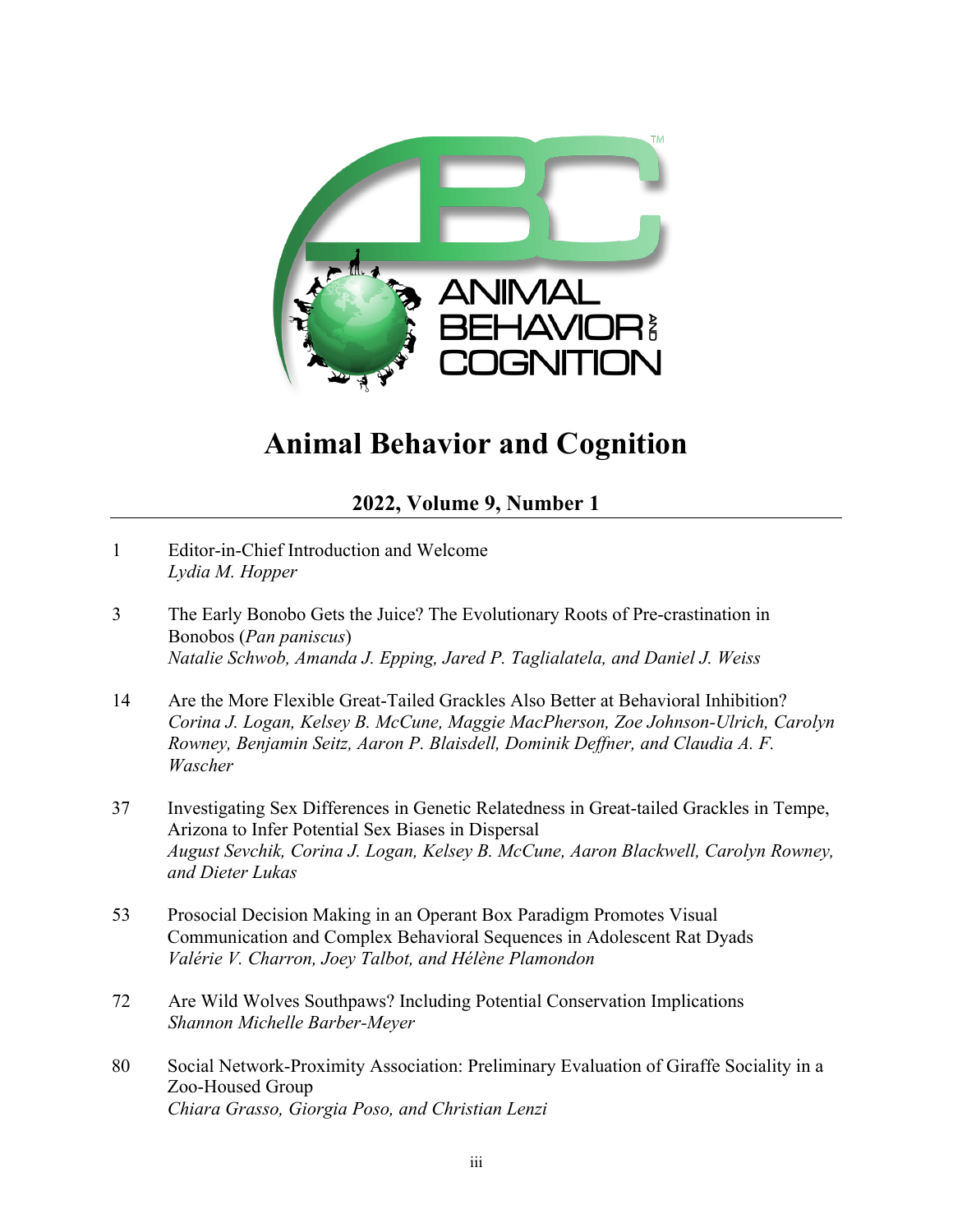# Animal Behavior and Cognition

## 2022, Volume 9, Number 1

---

1 Editor-in-Chief Introduction and Welcome
*Lydia M. Hopper*

3 The Early Bonobo Gets the Juice? The Evolutionary Roots of Pre-crastination in Bonobos (*Pan paniscus*)
*Natalie Schwob, Amanda J. Epping, Jared P. Taglialatela, and Daniel J. Weiss*

14 Are the More Flexible Great-Tailed Grackles Also Better at Behavioral Inhibition?
*Corina J. Logan, Kelsey B. McCune, Maggie MacPherson, Zoe Johnson-Ulrich, Carolyn Rowney, Benjamin Seitz, Aaron P. Blaisdell, Dominik Deffner, and Claudia A. F. Wascher*

37 Investigating Sex Differences in Genetic Relatedness in Great-tailed Grackles in Tempe, Arizona to Infer Potential Sex Biases in Dispersal
*August Sevchik, Corina J. Logan, Kelsey B. McCune, Aaron Blackwell, Carolyn Rowney, and Dieter Lukas*

53 Prosocial Decision Making in an Operant Box Paradigm Promotes Visual Communication and Complex Behavioral Sequences in Adolescent Rat Dyads
*Valérie V. Charron, Joey Talbot, and Hélène Plamondon*

72 Are Wild Wolves Southpaws? Including Potential Conservation Implications
*Shannon Michelle Barber-Meyer*

80 Social Network-Proximity Association: Preliminary Evaluation of Giraffe Sociality in a Zoo-Housed Group
*Chiara Grasso, Giorgia Poso, and Christian Lenzi*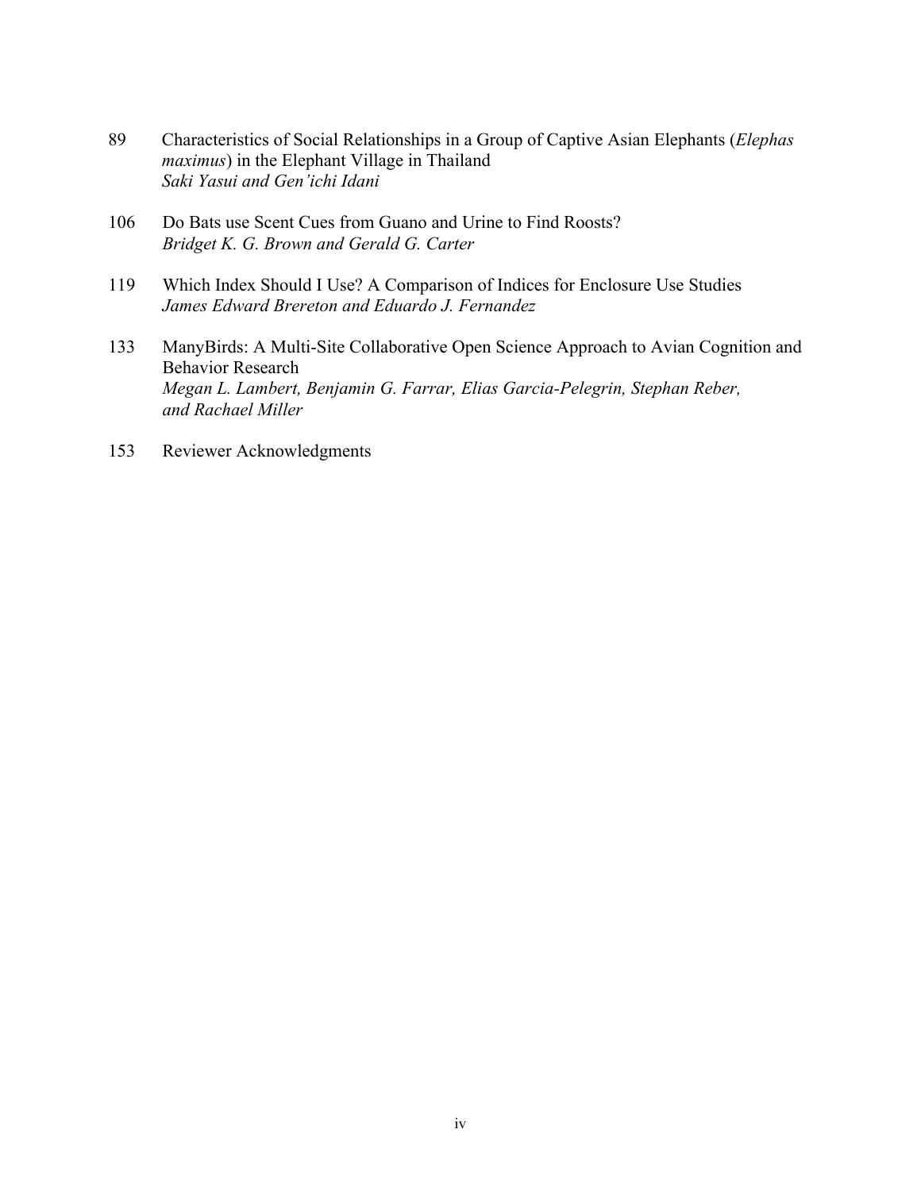89 Characteristics of Social Relationships in a Group of Captive Asian Elephants (*Elephas maximus*) in the Elephant Village in Thailand
*Saki Yasui and Gen'ichi Idani*

106 Do Bats use Scent Cues from Guano and Urine to Find Roosts?
*Bridget K. G. Brown and Gerald G. Carter*

119 Which Index Should I Use? A Comparison of Indices for Enclosure Use Studies
*James Edward Brereton and Eduardo J. Fernandez*

133 ManyBirds: A Multi-Site Collaborative Open Science Approach to Avian Cognition and Behavior Research
*Megan L. Lambert, Benjamin G. Farrar, Elias Garcia-Pelegrin, Stephan Reber, and Rachael Miller*

153 Reviewer Acknowledgments